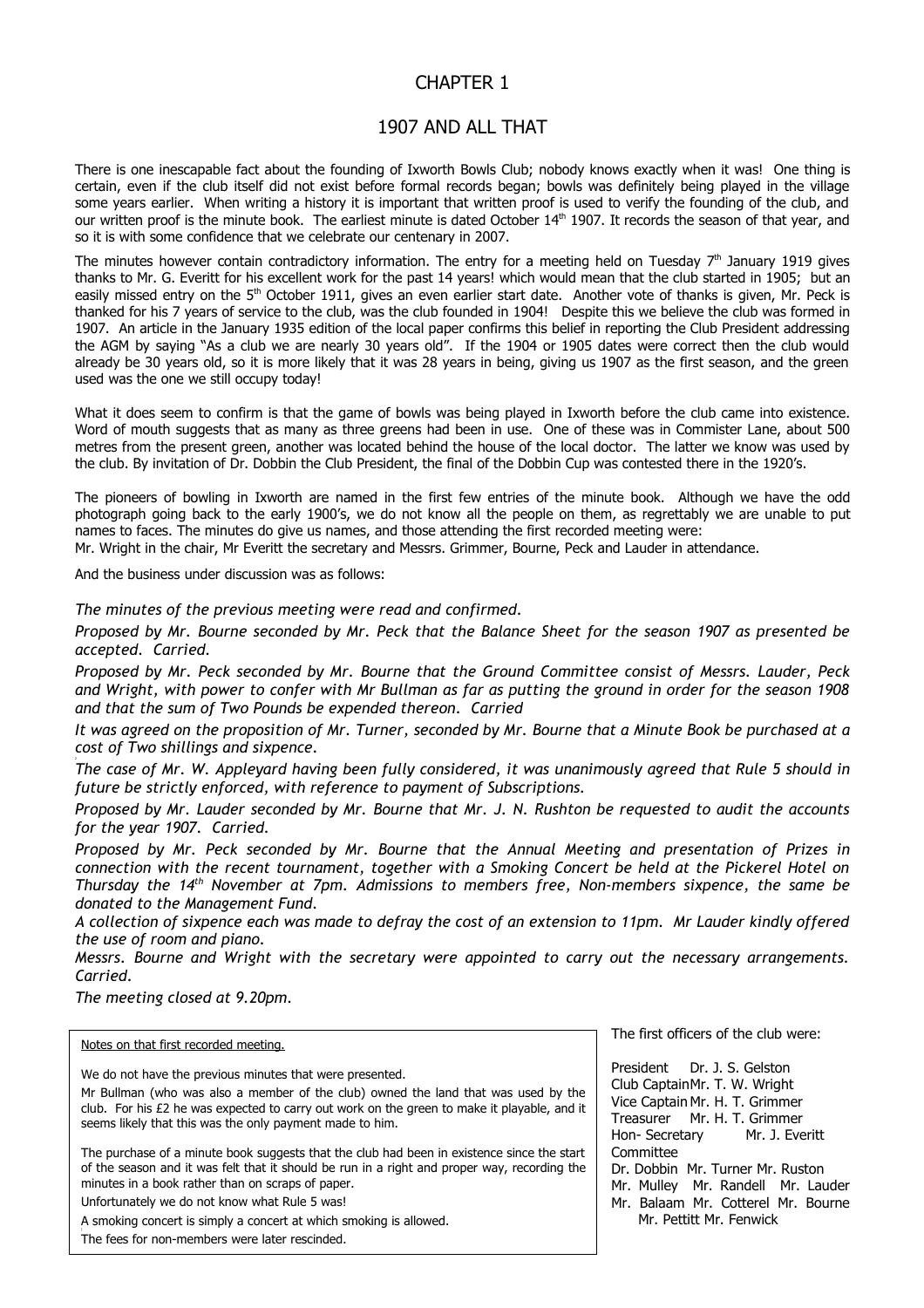# CHAPTER 1

## 1907 AND ALL THAT

There is one inescapable fact about the founding of Ixworth Bowls Club; nobody knows exactly when it was! One thing is certain, even if the club itself did not exist before formal records began; bowls was definitely being played in the village some years earlier. When writing a history it is important that written proof is used to verify the founding of the club, and our written proof is the minute book. The earliest minute is dated October 14th 1907. It records the season of that year, and so it is with some confidence that we celebrate our centenary in 2007.

The minutes however contain contradictory information. The entry for a meeting held on Tuesday 7th January 1919 gives thanks to Mr. G. Everitt for his excellent work for the past 14 years! which would mean that the club started in 1905; but an easily missed entry on the 5th October 1911, gives an even earlier start date. Another vote of thanks is given, Mr. Peck is thanked for his 7 years of service to the club, was the club founded in 1904! Despite this we believe the club was formed in 1907. An article in the January 1935 edition of the local paper confirms this belief in reporting the Club President addressing the AGM by saying "As a club we are nearly 30 years old". If the 1904 or 1905 dates were correct then the club would already be 30 years old, so it is more likely that it was 28 years in being, giving us 1907 as the first season, and the green used was the one we still occupy today!

What it does seem to confirm is that the game of bowls was being played in Ixworth before the club came into existence. Word of mouth suggests that as many as three greens had been in use. One of these was in Commister Lane, about 500 metres from the present green, another was located behind the house of the local doctor. The latter we know was used by the club. By invitation of Dr. Dobbin the Club President, the final of the Dobbin Cup was contested there in the 1920's.

The pioneers of bowling in Ixworth are named in the first few entries of the minute book. Although we have the odd photograph going back to the early 1900's, we do not know all the people on them, as regrettably we are unable to put names to faces. The minutes do give us names, and those attending the first recorded meeting were:
Mr. Wright in the chair, Mr Everitt the secretary and Messrs. Grimmer, Bourne, Peck and Lauder in attendance.

And the business under discussion was as follows:

*The minutes of the previous meeting were read and confirmed.*

*Proposed by Mr. Bourne seconded by Mr. Peck that the Balance Sheet for the season 1907 as presented be accepted. Carried.*

*Proposed by Mr. Peck seconded by Mr. Bourne that the Ground Committee consist of Messrs. Lauder, Peck and Wright, with power to confer with Mr Bullman as far as putting the ground in order for the season 1908 and that the sum of Two Pounds be expended thereon. Carried*

*It was agreed on the proposition of Mr. Turner, seconded by Mr. Bourne that a Minute Book be purchased at a cost of Two shillings and sixpence.*

*The case of Mr. W. Appleyard having been fully considered, it was unanimously agreed that Rule 5 should in future be strictly enforced, with reference to payment of Subscriptions.*

*Proposed by Mr. Lauder seconded by Mr. Bourne that Mr. J. N. Rushton be requested to audit the accounts for the year 1907. Carried.*

*Proposed by Mr. Peck seconded by Mr. Bourne that the Annual Meeting and presentation of Prizes in connection with the recent tournament, together with a Smoking Concert be held at the Pickerel Hotel on Thursday the 14th November at 7pm. Admissions to members free, Non-members sixpence, the same be donated to the Management Fund.*

*A collection of sixpence each was made to defray the cost of an extension to 11pm. Mr Lauder kindly offered the use of room and piano.*

*Messrs. Bourne and Wright with the secretary were appointed to carry out the necessary arrangements. Carried.*

*The meeting closed at 9.20pm.*

Notes on that first recorded meeting.

We do not have the previous minutes that were presented.

Mr Bullman (who was also a member of the club) owned the land that was used by the club. For his £2 he was expected to carry out work on the green to make it playable, and it seems likely that this was the only payment made to him.

The purchase of a minute book suggests that the club had been in existence since the start of the season and it was felt that it should be run in a right and proper way, recording the minutes in a book rather than on scraps of paper.

Unfortunately we do not know what Rule 5 was!

A smoking concert is simply a concert at which smoking is allowed.

The fees for non-members were later rescinded.

The first officers of the club were:

President Dr. J. S. Gelston
Club Captain Mr. T. W. Wright
Vice Captain Mr. H. T. Grimmer
Treasurer Mr. H. T. Grimmer
Hon- Secretary Mr. J. Everitt
Committee
Dr. Dobbin Mr. Turner Mr. Ruston
Mr. Mulley Mr. Randell Mr. Lauder
Mr. Balaam Mr. Cotterel Mr. Bourne
Mr. Pettitt Mr. Fenwick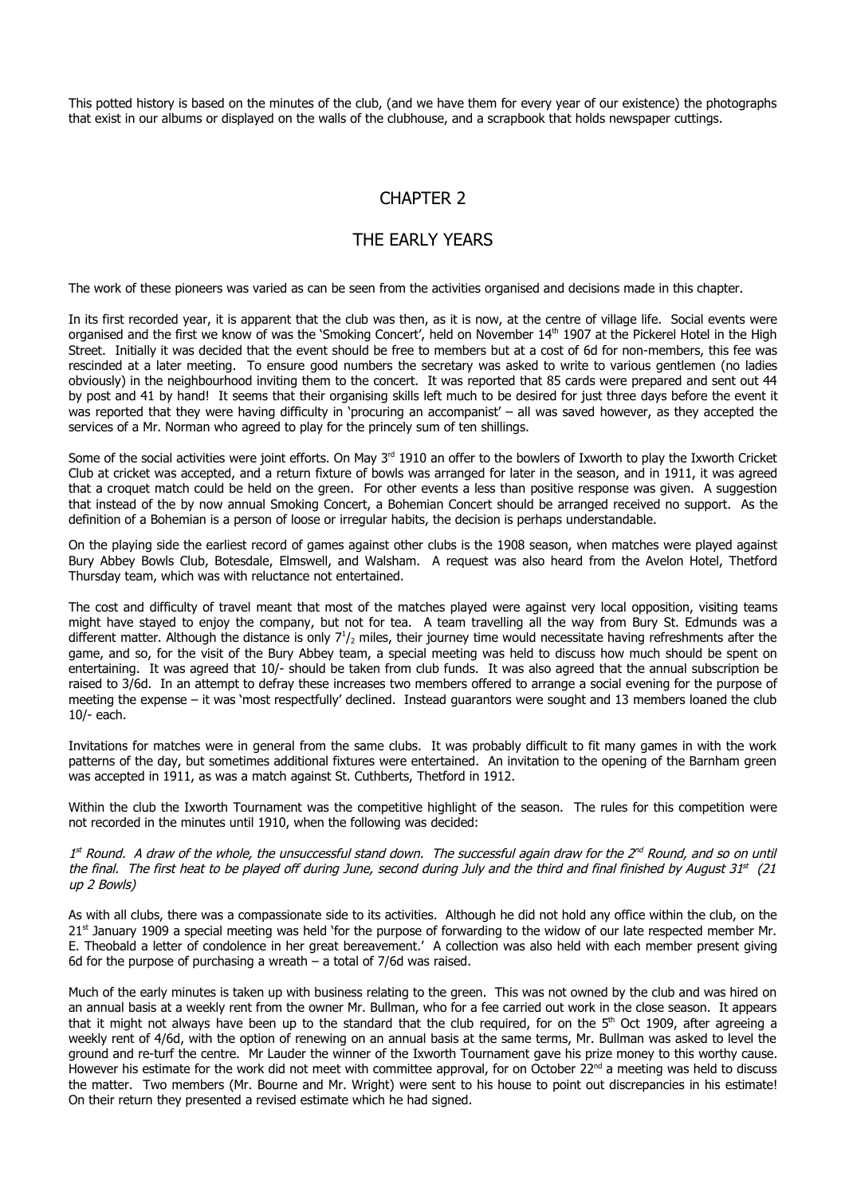This potted history is based on the minutes of the club, (and we have them for every year of our existence) the photographs that exist in our albums or displayed on the walls of the clubhouse, and a scrapbook that holds newspaper cuttings.

## CHAPTER 2

## THE EARLY YEARS

The work of these pioneers was varied as can be seen from the activities organised and decisions made in this chapter.

In its first recorded year, it is apparent that the club was then, as it is now, at the centre of village life. Social events were organised and the first we know of was the 'Smoking Concert', held on November 14th 1907 at the Pickerel Hotel in the High Street. Initially it was decided that the event should be free to members but at a cost of 6d for non-members, this fee was rescinded at a later meeting. To ensure good numbers the secretary was asked to write to various gentlemen (no ladies obviously) in the neighbourhood inviting them to the concert. It was reported that 85 cards were prepared and sent out 44 by post and 41 by hand! It seems that their organising skills left much to be desired for just three days before the event it was reported that they were having difficulty in 'procuring an accompanist' – all was saved however, as they accepted the services of a Mr. Norman who agreed to play for the princely sum of ten shillings.

Some of the social activities were joint efforts. On May 3rd 1910 an offer to the bowlers of Ixworth to play the Ixworth Cricket Club at cricket was accepted, and a return fixture of bowls was arranged for later in the season, and in 1911, it was agreed that a croquet match could be held on the green. For other events a less than positive response was given. A suggestion that instead of the by now annual Smoking Concert, a Bohemian Concert should be arranged received no support. As the definition of a Bohemian is a person of loose or irregular habits, the decision is perhaps understandable.

On the playing side the earliest record of games against other clubs is the 1908 season, when matches were played against Bury Abbey Bowls Club, Botesdale, Elmswell, and Walsham. A request was also heard from the Avelon Hotel, Thetford Thursday team, which was with reluctance not entertained.

The cost and difficulty of travel meant that most of the matches played were against very local opposition, visiting teams might have stayed to enjoy the company, but not for tea. A team travelling all the way from Bury St. Edmunds was a different matter. Although the distance is only 7½ miles, their journey time would necessitate having refreshments after the game, and so, for the visit of the Bury Abbey team, a special meeting was held to discuss how much should be spent on entertaining. It was agreed that 10/- should be taken from club funds. It was also agreed that the annual subscription be raised to 3/6d. In an attempt to defray these increases two members offered to arrange a social evening for the purpose of meeting the expense – it was 'most respectfully' declined. Instead guarantors were sought and 13 members loaned the club 10/- each.

Invitations for matches were in general from the same clubs. It was probably difficult to fit many games in with the work patterns of the day, but sometimes additional fixtures were entertained. An invitation to the opening of the Barnham green was accepted in 1911, as was a match against St. Cuthberts, Thetford in 1912.

Within the club the Ixworth Tournament was the competitive highlight of the season. The rules for this competition were not recorded in the minutes until 1910, when the following was decided:

*1st Round. A draw of the whole, the unsuccessful stand down. The successful again draw for the 2nd Round, and so on until the final. The first heat to be played off during June, second during July and the third and final finished by August 31st (21 up 2 Bowls)*

As with all clubs, there was a compassionate side to its activities. Although he did not hold any office within the club, on the 21st January 1909 a special meeting was held 'for the purpose of forwarding to the widow of our late respected member Mr. E. Theobald a letter of condolence in her great bereavement.' A collection was also held with each member present giving 6d for the purpose of purchasing a wreath – a total of 7/6d was raised.

Much of the early minutes is taken up with business relating to the green. This was not owned by the club and was hired on an annual basis at a weekly rent from the owner Mr. Bullman, who for a fee carried out work in the close season. It appears that it might not always have been up to the standard that the club required, for on the 5th Oct 1909, after agreeing a weekly rent of 4/6d, with the option of renewing on an annual basis at the same terms, Mr. Bullman was asked to level the ground and re-turf the centre. Mr Lauder the winner of the Ixworth Tournament gave his prize money to this worthy cause. However his estimate for the work did not meet with committee approval, for on October 22nd a meeting was held to discuss the matter. Two members (Mr. Bourne and Mr. Wright) were sent to his house to point out discrepancies in his estimate! On their return they presented a revised estimate which he had signed.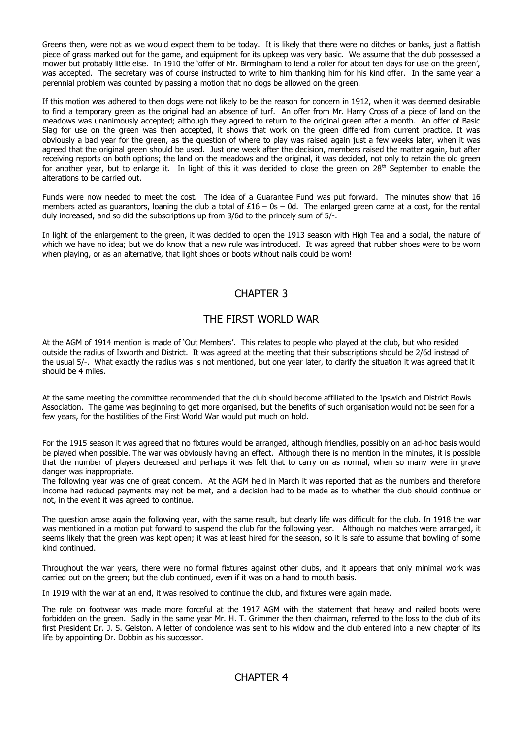Greens then, were not as we would expect them to be today. It is likely that there were no ditches or banks, just a flattish piece of grass marked out for the game, and equipment for its upkeep was very basic. We assume that the club possessed a mower but probably little else. In 1910 the 'offer of Mr. Birmingham to lend a roller for about ten days for use on the green', was accepted. The secretary was of course instructed to write to him thanking him for his kind offer. In the same year a perennial problem was counted by passing a motion that no dogs be allowed on the green.

If this motion was adhered to then dogs were not likely to be the reason for concern in 1912, when it was deemed desirable to find a temporary green as the original had an absence of turf. An offer from Mr. Harry Cross of a piece of land on the meadows was unanimously accepted; although they agreed to return to the original green after a month. An offer of Basic Slag for use on the green was then accepted, it shows that work on the green differed from current practice. It was obviously a bad year for the green, as the question of where to play was raised again just a few weeks later, when it was agreed that the original green should be used. Just one week after the decision, members raised the matter again, but after receiving reports on both options; the land on the meadows and the original, it was decided, not only to retain the old green for another year, but to enlarge it. In light of this it was decided to close the green on 28th September to enable the alterations to be carried out.

Funds were now needed to meet the cost. The idea of a Guarantee Fund was put forward. The minutes show that 16 members acted as guarantors, loaning the club a total of £16 – 0s – 0d. The enlarged green came at a cost, for the rental duly increased, and so did the subscriptions up from 3/6d to the princely sum of 5/-.

In light of the enlargement to the green, it was decided to open the 1913 season with High Tea and a social, the nature of which we have no idea; but we do know that a new rule was introduced. It was agreed that rubber shoes were to be worn when playing, or as an alternative, that light shoes or boots without nails could be worn!

## CHAPTER 3

## THE FIRST WORLD WAR

At the AGM of 1914 mention is made of 'Out Members'. This relates to people who played at the club, but who resided outside the radius of Ixworth and District. It was agreed at the meeting that their subscriptions should be 2/6d instead of the usual 5/-. What exactly the radius was is not mentioned, but one year later, to clarify the situation it was agreed that it should be 4 miles.

At the same meeting the committee recommended that the club should become affiliated to the Ipswich and District Bowls Association. The game was beginning to get more organised, but the benefits of such organisation would not be seen for a few years, for the hostilities of the First World War would put much on hold.

For the 1915 season it was agreed that no fixtures would be arranged, although friendlies, possibly on an ad-hoc basis would be played when possible. The war was obviously having an effect. Although there is no mention in the minutes, it is possible that the number of players decreased and perhaps it was felt that to carry on as normal, when so many were in grave danger was inappropriate.

The following year was one of great concern. At the AGM held in March it was reported that as the numbers and therefore income had reduced payments may not be met, and a decision had to be made as to whether the club should continue or not, in the event it was agreed to continue.

The question arose again the following year, with the same result, but clearly life was difficult for the club. In 1918 the war was mentioned in a motion put forward to suspend the club for the following year. Although no matches were arranged, it seems likely that the green was kept open; it was at least hired for the season, so it is safe to assume that bowling of some kind continued.

Throughout the war years, there were no formal fixtures against other clubs, and it appears that only minimal work was carried out on the green; but the club continued, even if it was on a hand to mouth basis.

In 1919 with the war at an end, it was resolved to continue the club, and fixtures were again made.

The rule on footwear was made more forceful at the 1917 AGM with the statement that heavy and nailed boots were forbidden on the green. Sadly in the same year Mr. H. T. Grimmer the then chairman, referred to the loss to the club of its first President Dr. J. S. Gelston. A letter of condolence was sent to his widow and the club entered into a new chapter of its life by appointing Dr. Dobbin as his successor.

## CHAPTER 4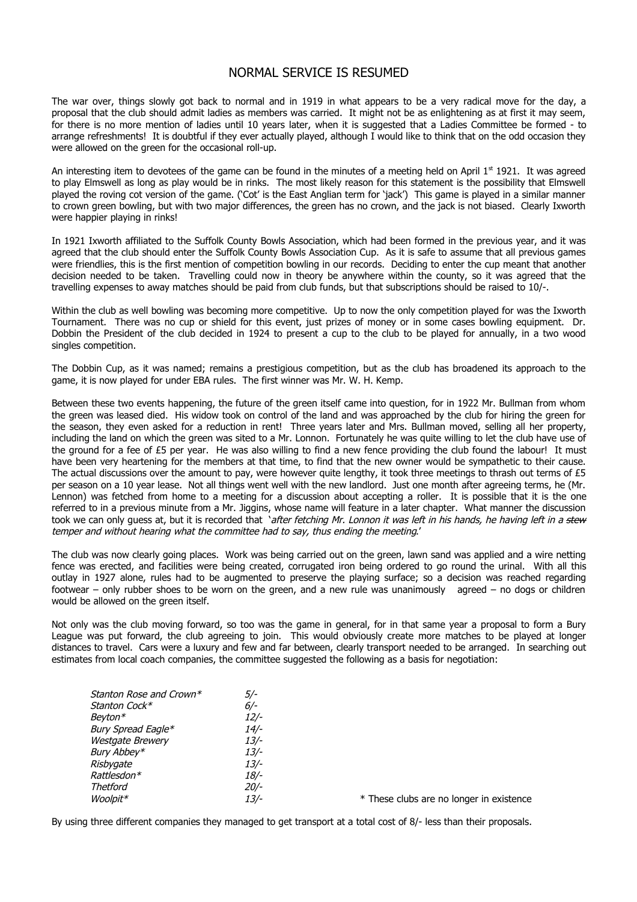## NORMAL SERVICE IS RESUMED

The war over, things slowly got back to normal and in 1919 in what appears to be a very radical move for the day, a proposal that the club should admit ladies as members was carried. It might not be as enlightening as at first it may seem, for there is no more mention of ladies until 10 years later, when it is suggested that a Ladies Committee be formed - to arrange refreshments! It is doubtful if they ever actually played, although I would like to think that on the odd occasion they were allowed on the green for the occasional roll-up.

An interesting item to devotees of the game can be found in the minutes of a meeting held on April 1st 1921. It was agreed to play Elmswell as long as play would be in rinks. The most likely reason for this statement is the possibility that Elmswell played the roving cot version of the game. ('Cot' is the East Anglian term for 'jack') This game is played in a similar manner to crown green bowling, but with two major differences, the green has no crown, and the jack is not biased. Clearly Ixworth were happier playing in rinks!

In 1921 Ixworth affiliated to the Suffolk County Bowls Association, which had been formed in the previous year, and it was agreed that the club should enter the Suffolk County Bowls Association Cup. As it is safe to assume that all previous games were friendlies, this is the first mention of competition bowling in our records. Deciding to enter the cup meant that another decision needed to be taken. Travelling could now in theory be anywhere within the county, so it was agreed that the travelling expenses to away matches should be paid from club funds, but that subscriptions should be raised to 10/-.

Within the club as well bowling was becoming more competitive. Up to now the only competition played for was the Ixworth Tournament. There was no cup or shield for this event, just prizes of money or in some cases bowling equipment. Dr. Dobbin the President of the club decided in 1924 to present a cup to the club to be played for annually, in a two wood singles competition.

The Dobbin Cup, as it was named; remains a prestigious competition, but as the club has broadened its approach to the game, it is now played for under EBA rules. The first winner was Mr. W. H. Kemp.

Between these two events happening, the future of the green itself came into question, for in 1922 Mr. Bullman from whom the green was leased died. His widow took on control of the land and was approached by the club for hiring the green for the season, they even asked for a reduction in rent! Three years later and Mrs. Bullman moved, selling all her property, including the land on which the green was sited to a Mr. Lonnon. Fortunately he was quite willing to let the club have use of the ground for a fee of £5 per year. He was also willing to find a new fence providing the club found the labour! It must have been very heartening for the members at that time, to find that the new owner would be sympathetic to their cause. The actual discussions over the amount to pay, were however quite lengthy, it took three meetings to thrash out terms of £5 per season on a 10 year lease. Not all things went well with the new landlord. Just one month after agreeing terms, he (Mr. Lennon) was fetched from home to a meeting for a discussion about accepting a roller. It is possible that it is the one referred to in a previous minute from a Mr. Jiggins, whose name will feature in a later chapter. What manner the discussion took we can only guess at, but it is recorded that '*after fetching Mr. Lonnon it was left in his hands, he having left in a ~~stew~~ temper and without hearing what the committee had to say, thus ending the meeting.*'

The club was now clearly going places. Work was being carried out on the green, lawn sand was applied and a wire netting fence was erected, and facilities were being created, corrugated iron being ordered to go round the urinal. With all this outlay in 1927 alone, rules had to be augmented to preserve the playing surface; so a decision was reached regarding footwear – only rubber shoes to be worn on the green, and a new rule was unanimously agreed – no dogs or children would be allowed on the green itself.

Not only was the club moving forward, so too was the game in general, for in that same year a proposal to form a Bury League was put forward, the club agreeing to join. This would obviously create more matches to be played at longer distances to travel. Cars were a luxury and few and far between, clearly transport needed to be arranged. In searching out estimates from local coach companies, the committee suggested the following as a basis for negotiation:

| | |
|---|---|
| *Stanton Rose and Crown\** | *5/-* |
| *Stanton Cock\** | *6/-* |
| *Beyton\** | *12/-* |
| *Bury Spread Eagle\** | *14/-* |
| *Westgate Brewery* | *13/-* |
| *Bury Abbey\** | *13/-* |
| *Risbygate* | *13/-* |
| *Rattlesdon\** | *18/-* |
| *Thetford* | *20/-* |
| *Woolpit\** | *13/-* |

\* These clubs are no longer in existence

By using three different companies they managed to get transport at a total cost of 8/- less than their proposals.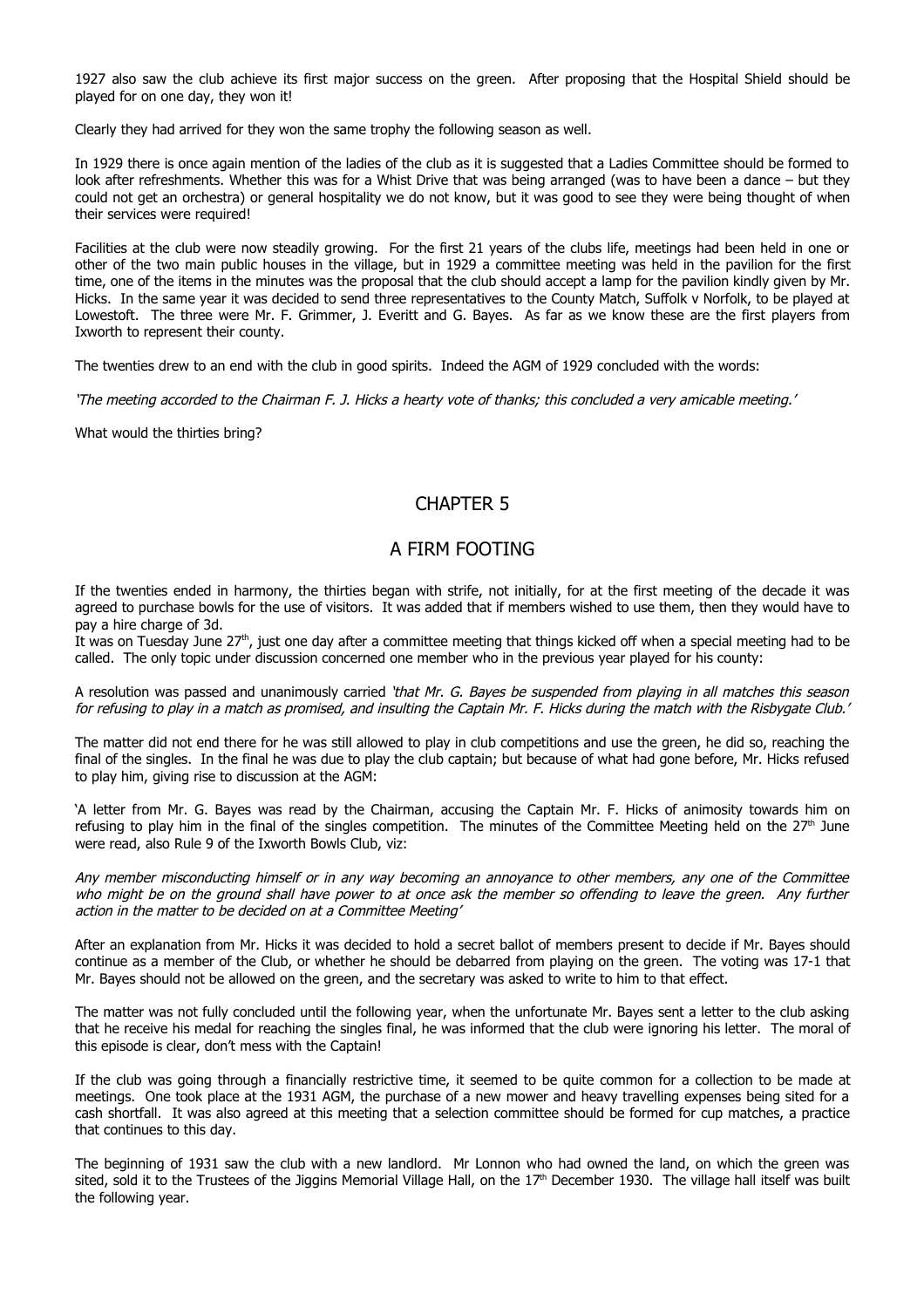1927 also saw the club achieve its first major success on the green. After proposing that the Hospital Shield should be played for on one day, they won it!

Clearly they had arrived for they won the same trophy the following season as well.

In 1929 there is once again mention of the ladies of the club as it is suggested that a Ladies Committee should be formed to look after refreshments. Whether this was for a Whist Drive that was being arranged (was to have been a dance – but they could not get an orchestra) or general hospitality we do not know, but it was good to see they were being thought of when their services were required!

Facilities at the club were now steadily growing. For the first 21 years of the clubs life, meetings had been held in one or other of the two main public houses in the village, but in 1929 a committee meeting was held in the pavilion for the first time, one of the items in the minutes was the proposal that the club should accept a lamp for the pavilion kindly given by Mr. Hicks. In the same year it was decided to send three representatives to the County Match, Suffolk v Norfolk, to be played at Lowestoft. The three were Mr. F. Grimmer, J. Everitt and G. Bayes. As far as we know these are the first players from Ixworth to represent their county.

The twenties drew to an end with the club in good spirits. Indeed the AGM of 1929 concluded with the words:

*'The meeting accorded to the Chairman F. J. Hicks a hearty vote of thanks; this concluded a very amicable meeting.'*

What would the thirties bring?

## CHAPTER 5

## A FIRM FOOTING

If the twenties ended in harmony, the thirties began with strife, not initially, for at the first meeting of the decade it was agreed to purchase bowls for the use of visitors. It was added that if members wished to use them, then they would have to pay a hire charge of 3d.

It was on Tuesday June 27th, just one day after a committee meeting that things kicked off when a special meeting had to be called. The only topic under discussion concerned one member who in the previous year played for his county:

A resolution was passed and unanimously carried *'that Mr. G. Bayes be suspended from playing in all matches this season for refusing to play in a match as promised, and insulting the Captain Mr. F. Hicks during the match with the Risbygate Club.'*

The matter did not end there for he was still allowed to play in club competitions and use the green, he did so, reaching the final of the singles. In the final he was due to play the club captain; but because of what had gone before, Mr. Hicks refused to play him, giving rise to discussion at the AGM:

'A letter from Mr. G. Bayes was read by the Chairman, accusing the Captain Mr. F. Hicks of animosity towards him on refusing to play him in the final of the singles competition. The minutes of the Committee Meeting held on the 27th June were read, also Rule 9 of the Ixworth Bowls Club, viz:

*Any member misconducting himself or in any way becoming an annoyance to other members, any one of the Committee who might be on the ground shall have power to at once ask the member so offending to leave the green. Any further action in the matter to be decided on at a Committee Meeting'*

After an explanation from Mr. Hicks it was decided to hold a secret ballot of members present to decide if Mr. Bayes should continue as a member of the Club, or whether he should be debarred from playing on the green. The voting was 17-1 that Mr. Bayes should not be allowed on the green, and the secretary was asked to write to him to that effect.

The matter was not fully concluded until the following year, when the unfortunate Mr. Bayes sent a letter to the club asking that he receive his medal for reaching the singles final, he was informed that the club were ignoring his letter. The moral of this episode is clear, don't mess with the Captain!

If the club was going through a financially restrictive time, it seemed to be quite common for a collection to be made at meetings. One took place at the 1931 AGM, the purchase of a new mower and heavy travelling expenses being sited for a cash shortfall. It was also agreed at this meeting that a selection committee should be formed for cup matches, a practice that continues to this day.

The beginning of 1931 saw the club with a new landlord. Mr Lonnon who had owned the land, on which the green was sited, sold it to the Trustees of the Jiggins Memorial Village Hall, on the 17th December 1930. The village hall itself was built the following year.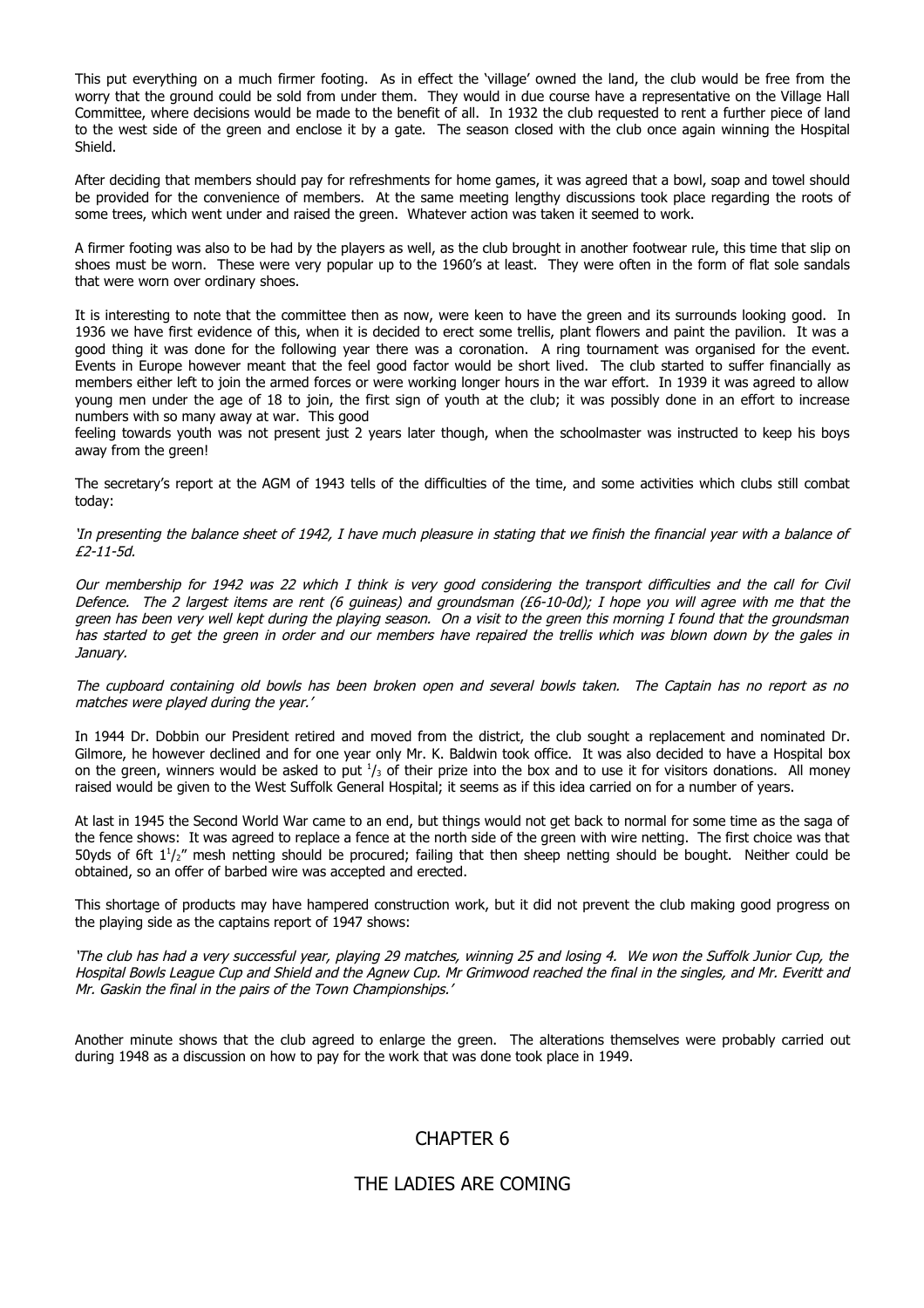This put everything on a much firmer footing. As in effect the 'village' owned the land, the club would be free from the worry that the ground could be sold from under them. They would in due course have a representative on the Village Hall Committee, where decisions would be made to the benefit of all. In 1932 the club requested to rent a further piece of land to the west side of the green and enclose it by a gate. The season closed with the club once again winning the Hospital Shield.

After deciding that members should pay for refreshments for home games, it was agreed that a bowl, soap and towel should be provided for the convenience of members. At the same meeting lengthy discussions took place regarding the roots of some trees, which went under and raised the green. Whatever action was taken it seemed to work.

A firmer footing was also to be had by the players as well, as the club brought in another footwear rule, this time that slip on shoes must be worn. These were very popular up to the 1960's at least. They were often in the form of flat sole sandals that were worn over ordinary shoes.

It is interesting to note that the committee then as now, were keen to have the green and its surrounds looking good. In 1936 we have first evidence of this, when it is decided to erect some trellis, plant flowers and paint the pavilion. It was a good thing it was done for the following year there was a coronation. A ring tournament was organised for the event. Events in Europe however meant that the feel good factor would be short lived. The club started to suffer financially as members either left to join the armed forces or were working longer hours in the war effort. In 1939 it was agreed to allow young men under the age of 18 to join, the first sign of youth at the club; it was possibly done in an effort to increase numbers with so many away at war. This good feeling towards youth was not present just 2 years later though, when the schoolmaster was instructed to keep his boys away from the green!

The secretary's report at the AGM of 1943 tells of the difficulties of the time, and some activities which clubs still combat today:

*'In presenting the balance sheet of 1942, I have much pleasure in stating that we finish the financial year with a balance of £2-11-5d.*

*Our membership for 1942 was 22 which I think is very good considering the transport difficulties and the call for Civil Defence. The 2 largest items are rent (6 guineas) and groundsman (£6-10-0d); I hope you will agree with me that the green has been very well kept during the playing season. On a visit to the green this morning I found that the groundsman has started to get the green in order and our members have repaired the trellis which was blown down by the gales in January.*

*The cupboard containing old bowls has been broken open and several bowls taken. The Captain has no report as no matches were played during the year.'*

In 1944 Dr. Dobbin our President retired and moved from the district, the club sought a replacement and nominated Dr. Gilmore, he however declined and for one year only Mr. K. Baldwin took office. It was also decided to have a Hospital box on the green, winners would be asked to put $^1/_3$ of their prize into the box and to use it for visitors donations. All money raised would be given to the West Suffolk General Hospital; it seems as if this idea carried on for a number of years.

At last in 1945 the Second World War came to an end, but things would not get back to normal for some time as the saga of the fence shows: It was agreed to replace a fence at the north side of the green with wire netting. The first choice was that 50yds of 6ft $1^1/_2$" mesh netting should be procured; failing that then sheep netting should be bought. Neither could be obtained, so an offer of barbed wire was accepted and erected.

This shortage of products may have hampered construction work, but it did not prevent the club making good progress on the playing side as the captains report of 1947 shows:

*'The club has had a very successful year, playing 29 matches, winning 25 and losing 4. We won the Suffolk Junior Cup, the Hospital Bowls League Cup and Shield and the Agnew Cup. Mr Grimwood reached the final in the singles, and Mr. Everitt and Mr. Gaskin the final in the pairs of the Town Championships.'*

Another minute shows that the club agreed to enlarge the green. The alterations themselves were probably carried out during 1948 as a discussion on how to pay for the work that was done took place in 1949.

## CHAPTER 6

## THE LADIES ARE COMING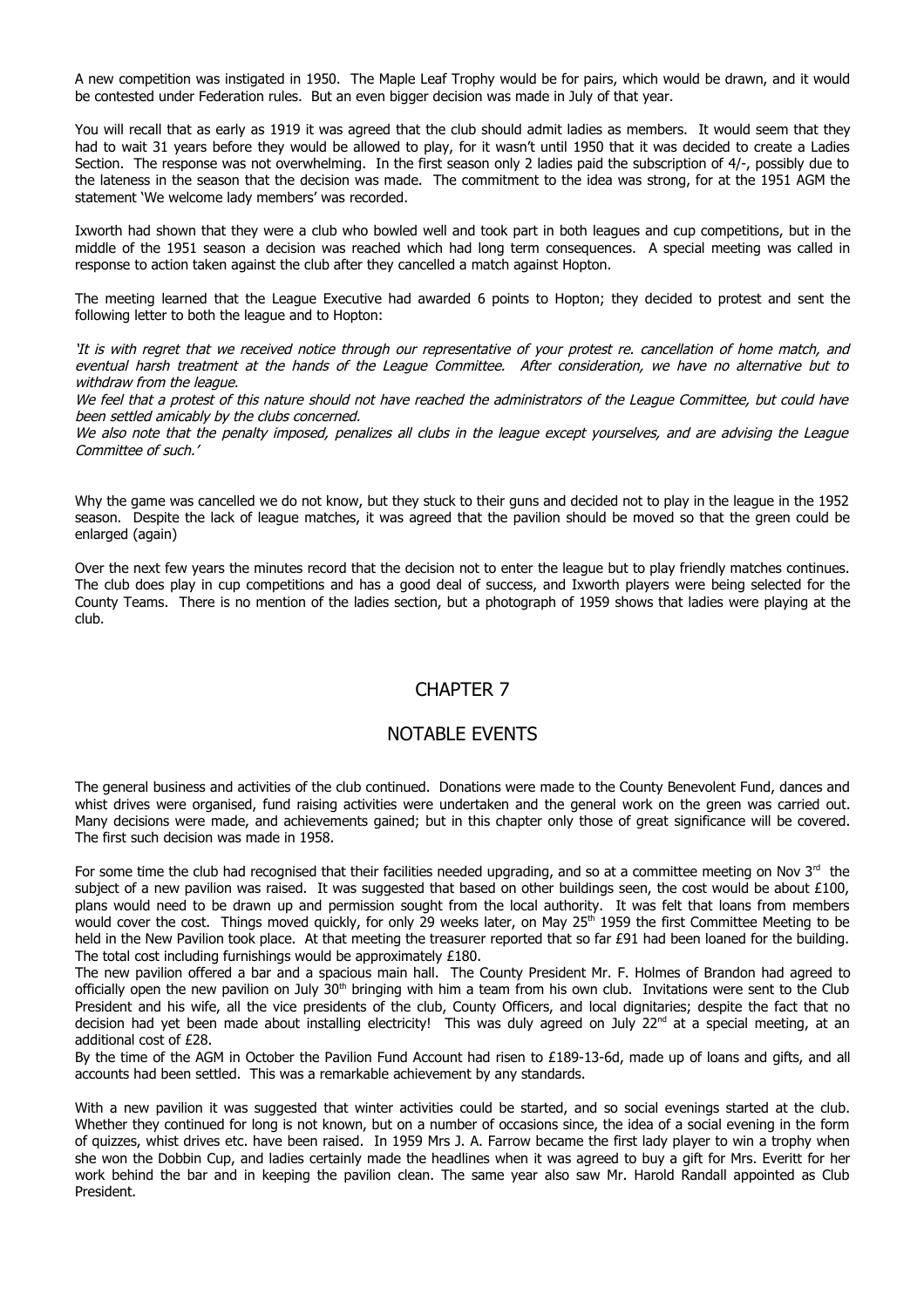A new competition was instigated in 1950. The Maple Leaf Trophy would be for pairs, which would be drawn, and it would be contested under Federation rules. But an even bigger decision was made in July of that year.

You will recall that as early as 1919 it was agreed that the club should admit ladies as members. It would seem that they had to wait 31 years before they would be allowed to play, for it wasn't until 1950 that it was decided to create a Ladies Section. The response was not overwhelming. In the first season only 2 ladies paid the subscription of 4/-, possibly due to the lateness in the season that the decision was made. The commitment to the idea was strong, for at the 1951 AGM the statement 'We welcome lady members' was recorded.

Ixworth had shown that they were a club who bowled well and took part in both leagues and cup competitions, but in the middle of the 1951 season a decision was reached which had long term consequences. A special meeting was called in response to action taken against the club after they cancelled a match against Hopton.

The meeting learned that the League Executive had awarded 6 points to Hopton; they decided to protest and sent the following letter to both the league and to Hopton:

*'It is with regret that we received notice through our representative of your protest re. cancellation of home match, and eventual harsh treatment at the hands of the League Committee. After consideration, we have no alternative but to withdraw from the league.*
*We feel that a protest of this nature should not have reached the administrators of the League Committee, but could have been settled amicably by the clubs concerned.*
*We also note that the penalty imposed, penalizes all clubs in the league except yourselves, and are advising the League Committee of such.'*

Why the game was cancelled we do not know, but they stuck to their guns and decided not to play in the league in the 1952 season. Despite the lack of league matches, it was agreed that the pavilion should be moved so that the green could be enlarged (again)

Over the next few years the minutes record that the decision not to enter the league but to play friendly matches continues. The club does play in cup competitions and has a good deal of success, and Ixworth players were being selected for the County Teams. There is no mention of the ladies section, but a photograph of 1959 shows that ladies were playing at the club.

## CHAPTER 7

## NOTABLE EVENTS

The general business and activities of the club continued. Donations were made to the County Benevolent Fund, dances and whist drives were organised, fund raising activities were undertaken and the general work on the green was carried out. Many decisions were made, and achievements gained; but in this chapter only those of great significance will be covered. The first such decision was made in 1958.

For some time the club had recognised that their facilities needed upgrading, and so at a committee meeting on Nov 3rd the subject of a new pavilion was raised. It was suggested that based on other buildings seen, the cost would be about £100, plans would need to be drawn up and permission sought from the local authority. It was felt that loans from members would cover the cost. Things moved quickly, for only 29 weeks later, on May 25th 1959 the first Committee Meeting to be held in the New Pavilion took place. At that meeting the treasurer reported that so far £91 had been loaned for the building. The total cost including furnishings would be approximately £180.
The new pavilion offered a bar and a spacious main hall. The County President Mr. F. Holmes of Brandon had agreed to officially open the new pavilion on July 30th bringing with him a team from his own club. Invitations were sent to the Club President and his wife, all the vice presidents of the club, County Officers, and local dignitaries; despite the fact that no decision had yet been made about installing electricity! This was duly agreed on July 22nd at a special meeting, at an additional cost of £28.
By the time of the AGM in October the Pavilion Fund Account had risen to £189-13-6d, made up of loans and gifts, and all accounts had been settled. This was a remarkable achievement by any standards.

With a new pavilion it was suggested that winter activities could be started, and so social evenings started at the club. Whether they continued for long is not known, but on a number of occasions since, the idea of a social evening in the form of quizzes, whist drives etc. have been raised. In 1959 Mrs J. A. Farrow became the first lady player to win a trophy when she won the Dobbin Cup, and ladies certainly made the headlines when it was agreed to buy a gift for Mrs. Everitt for her work behind the bar and in keeping the pavilion clean. The same year also saw Mr. Harold Randall appointed as Club President.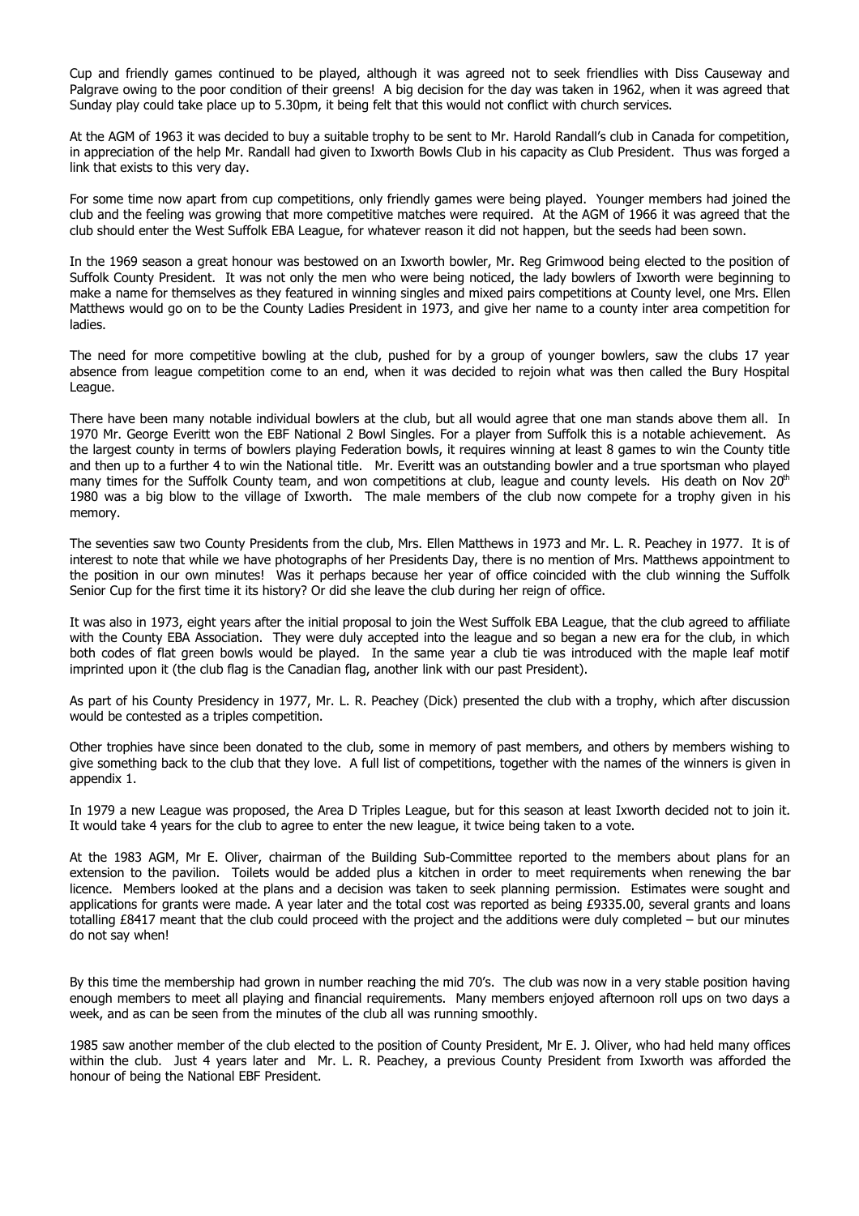Cup and friendly games continued to be played, although it was agreed not to seek friendlies with Diss Causeway and Palgrave owing to the poor condition of their greens! A big decision for the day was taken in 1962, when it was agreed that Sunday play could take place up to 5.30pm, it being felt that this would not conflict with church services.

At the AGM of 1963 it was decided to buy a suitable trophy to be sent to Mr. Harold Randall's club in Canada for competition, in appreciation of the help Mr. Randall had given to Ixworth Bowls Club in his capacity as Club President. Thus was forged a link that exists to this very day.

For some time now apart from cup competitions, only friendly games were being played. Younger members had joined the club and the feeling was growing that more competitive matches were required. At the AGM of 1966 it was agreed that the club should enter the West Suffolk EBA League, for whatever reason it did not happen, but the seeds had been sown.

In the 1969 season a great honour was bestowed on an Ixworth bowler, Mr. Reg Grimwood being elected to the position of Suffolk County President. It was not only the men who were being noticed, the lady bowlers of Ixworth were beginning to make a name for themselves as they featured in winning singles and mixed pairs competitions at County level, one Mrs. Ellen Matthews would go on to be the County Ladies President in 1973, and give her name to a county inter area competition for ladies.

The need for more competitive bowling at the club, pushed for by a group of younger bowlers, saw the clubs 17 year absence from league competition come to an end, when it was decided to rejoin what was then called the Bury Hospital League.

There have been many notable individual bowlers at the club, but all would agree that one man stands above them all. In 1970 Mr. George Everitt won the EBF National 2 Bowl Singles. For a player from Suffolk this is a notable achievement. As the largest county in terms of bowlers playing Federation bowls, it requires winning at least 8 games to win the County title and then up to a further 4 to win the National title. Mr. Everitt was an outstanding bowler and a true sportsman who played many times for the Suffolk County team, and won competitions at club, league and county levels. His death on Nov 20th 1980 was a big blow to the village of Ixworth. The male members of the club now compete for a trophy given in his memory.

The seventies saw two County Presidents from the club, Mrs. Ellen Matthews in 1973 and Mr. L. R. Peachey in 1977. It is of interest to note that while we have photographs of her Presidents Day, there is no mention of Mrs. Matthews appointment to the position in our own minutes! Was it perhaps because her year of office coincided with the club winning the Suffolk Senior Cup for the first time it its history? Or did she leave the club during her reign of office.

It was also in 1973, eight years after the initial proposal to join the West Suffolk EBA League, that the club agreed to affiliate with the County EBA Association. They were duly accepted into the league and so began a new era for the club, in which both codes of flat green bowls would be played. In the same year a club tie was introduced with the maple leaf motif imprinted upon it (the club flag is the Canadian flag, another link with our past President).

As part of his County Presidency in 1977, Mr. L. R. Peachey (Dick) presented the club with a trophy, which after discussion would be contested as a triples competition.

Other trophies have since been donated to the club, some in memory of past members, and others by members wishing to give something back to the club that they love. A full list of competitions, together with the names of the winners is given in appendix 1.

In 1979 a new League was proposed, the Area D Triples League, but for this season at least Ixworth decided not to join it. It would take 4 years for the club to agree to enter the new league, it twice being taken to a vote.

At the 1983 AGM, Mr E. Oliver, chairman of the Building Sub-Committee reported to the members about plans for an extension to the pavilion. Toilets would be added plus a kitchen in order to meet requirements when renewing the bar licence. Members looked at the plans and a decision was taken to seek planning permission. Estimates were sought and applications for grants were made. A year later and the total cost was reported as being £9335.00, several grants and loans totalling £8417 meant that the club could proceed with the project and the additions were duly completed – but our minutes do not say when!

By this time the membership had grown in number reaching the mid 70's. The club was now in a very stable position having enough members to meet all playing and financial requirements. Many members enjoyed afternoon roll ups on two days a week, and as can be seen from the minutes of the club all was running smoothly.

1985 saw another member of the club elected to the position of County President, Mr E. J. Oliver, who had held many offices within the club. Just 4 years later and Mr. L. R. Peachey, a previous County President from Ixworth was afforded the honour of being the National EBF President.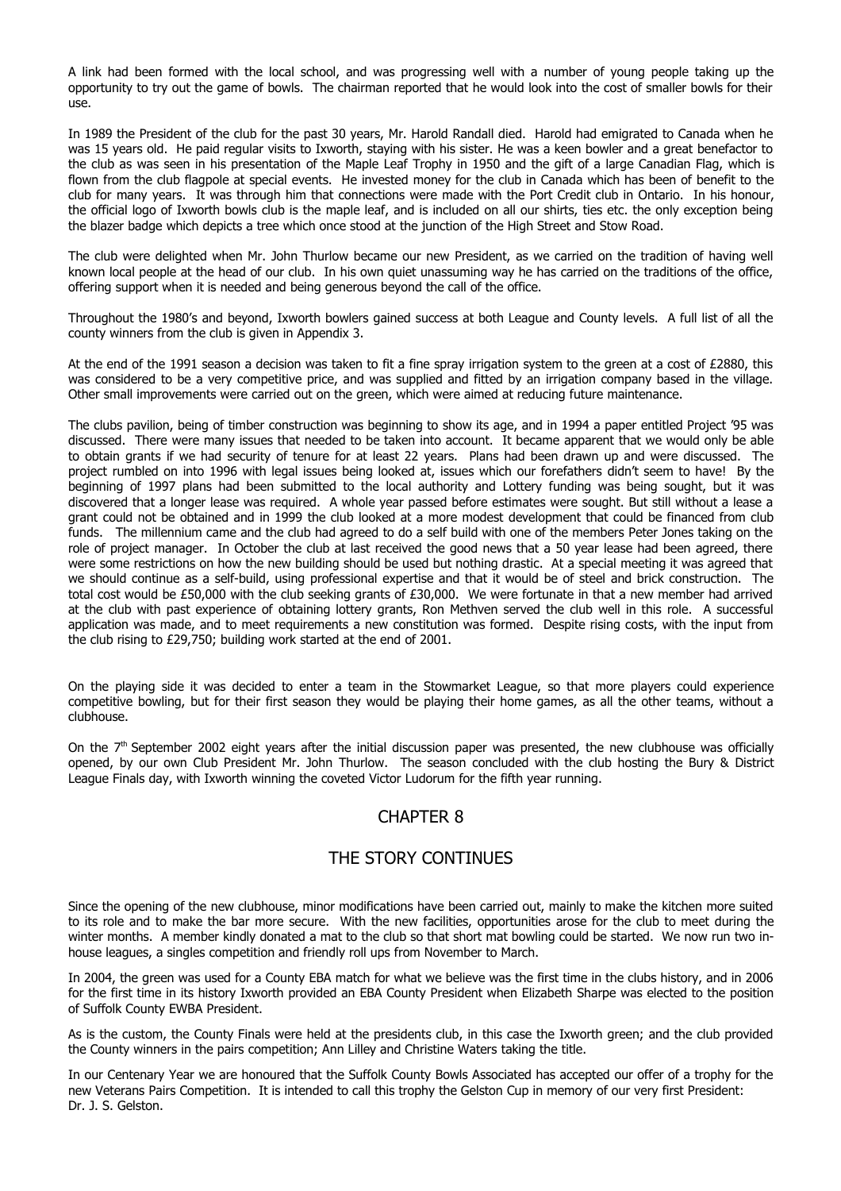A link had been formed with the local school, and was progressing well with a number of young people taking up the opportunity to try out the game of bowls. The chairman reported that he would look into the cost of smaller bowls for their use.

In 1989 the President of the club for the past 30 years, Mr. Harold Randall died. Harold had emigrated to Canada when he was 15 years old. He paid regular visits to Ixworth, staying with his sister. He was a keen bowler and a great benefactor to the club as was seen in his presentation of the Maple Leaf Trophy in 1950 and the gift of a large Canadian Flag, which is flown from the club flagpole at special events. He invested money for the club in Canada which has been of benefit to the club for many years. It was through him that connections were made with the Port Credit club in Ontario. In his honour, the official logo of Ixworth bowls club is the maple leaf, and is included on all our shirts, ties etc. the only exception being the blazer badge which depicts a tree which once stood at the junction of the High Street and Stow Road.

The club were delighted when Mr. John Thurlow became our new President, as we carried on the tradition of having well known local people at the head of our club. In his own quiet unassuming way he has carried on the traditions of the office, offering support when it is needed and being generous beyond the call of the office.

Throughout the 1980's and beyond, Ixworth bowlers gained success at both League and County levels. A full list of all the county winners from the club is given in Appendix 3.

At the end of the 1991 season a decision was taken to fit a fine spray irrigation system to the green at a cost of £2880, this was considered to be a very competitive price, and was supplied and fitted by an irrigation company based in the village. Other small improvements were carried out on the green, which were aimed at reducing future maintenance.

The clubs pavilion, being of timber construction was beginning to show its age, and in 1994 a paper entitled Project '95 was discussed. There were many issues that needed to be taken into account. It became apparent that we would only be able to obtain grants if we had security of tenure for at least 22 years. Plans had been drawn up and were discussed. The project rumbled on into 1996 with legal issues being looked at, issues which our forefathers didn't seem to have! By the beginning of 1997 plans had been submitted to the local authority and Lottery funding was being sought, but it was discovered that a longer lease was required. A whole year passed before estimates were sought. But still without a lease a grant could not be obtained and in 1999 the club looked at a more modest development that could be financed from club funds. The millennium came and the club had agreed to do a self build with one of the members Peter Jones taking on the role of project manager. In October the club at last received the good news that a 50 year lease had been agreed, there were some restrictions on how the new building should be used but nothing drastic. At a special meeting it was agreed that we should continue as a self-build, using professional expertise and that it would be of steel and brick construction. The total cost would be £50,000 with the club seeking grants of £30,000. We were fortunate in that a new member had arrived at the club with past experience of obtaining lottery grants, Ron Methven served the club well in this role. A successful application was made, and to meet requirements a new constitution was formed. Despite rising costs, with the input from the club rising to £29,750; building work started at the end of 2001.

On the playing side it was decided to enter a team in the Stowmarket League, so that more players could experience competitive bowling, but for their first season they would be playing their home games, as all the other teams, without a clubhouse.

On the 7th September 2002 eight years after the initial discussion paper was presented, the new clubhouse was officially opened, by our own Club President Mr. John Thurlow. The season concluded with the club hosting the Bury & District League Finals day, with Ixworth winning the coveted Victor Ludorum for the fifth year running.

## CHAPTER 8

## THE STORY CONTINUES

Since the opening of the new clubhouse, minor modifications have been carried out, mainly to make the kitchen more suited to its role and to make the bar more secure. With the new facilities, opportunities arose for the club to meet during the winter months. A member kindly donated a mat to the club so that short mat bowling could be started. We now run two in-house leagues, a singles competition and friendly roll ups from November to March.

In 2004, the green was used for a County EBA match for what we believe was the first time in the clubs history, and in 2006 for the first time in its history Ixworth provided an EBA County President when Elizabeth Sharpe was elected to the position of Suffolk County EWBA President.

As is the custom, the County Finals were held at the presidents club, in this case the Ixworth green; and the club provided the County winners in the pairs competition; Ann Lilley and Christine Waters taking the title.

In our Centenary Year we are honoured that the Suffolk County Bowls Associated has accepted our offer of a trophy for the new Veterans Pairs Competition. It is intended to call this trophy the Gelston Cup in memory of our very first President: Dr. J. S. Gelston.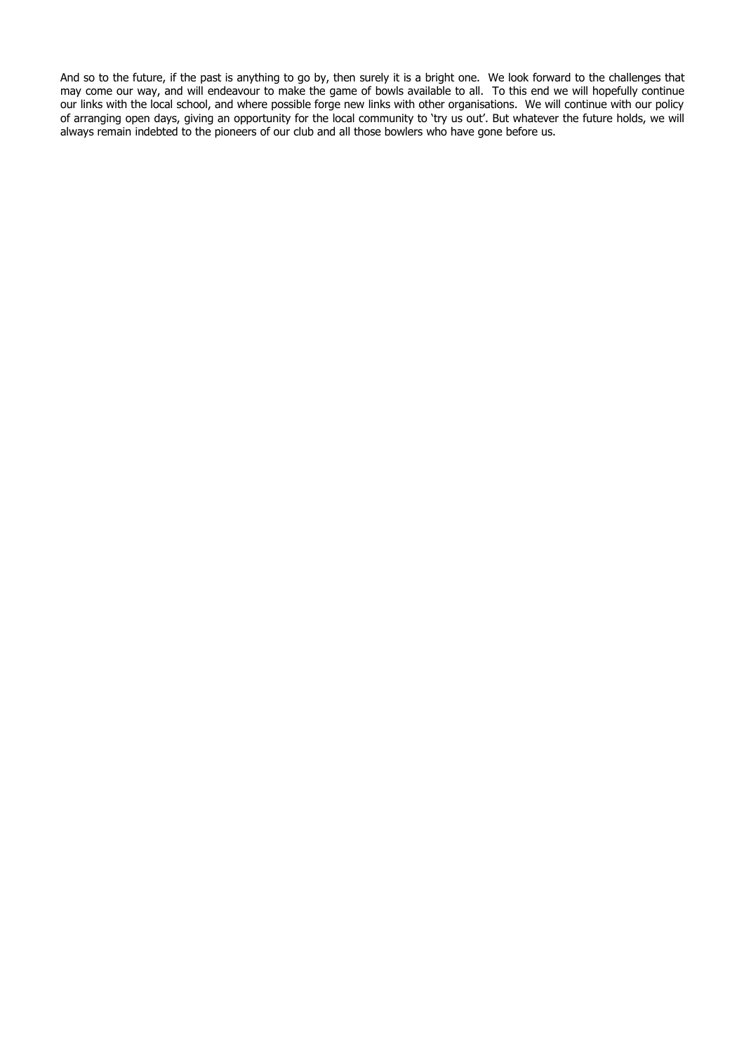And so to the future, if the past is anything to go by, then surely it is a bright one. We look forward to the challenges that may come our way, and will endeavour to make the game of bowls available to all. To this end we will hopefully continue our links with the local school, and where possible forge new links with other organisations. We will continue with our policy of arranging open days, giving an opportunity for the local community to 'try us out'. But whatever the future holds, we will always remain indebted to the pioneers of our club and all those bowlers who have gone before us.